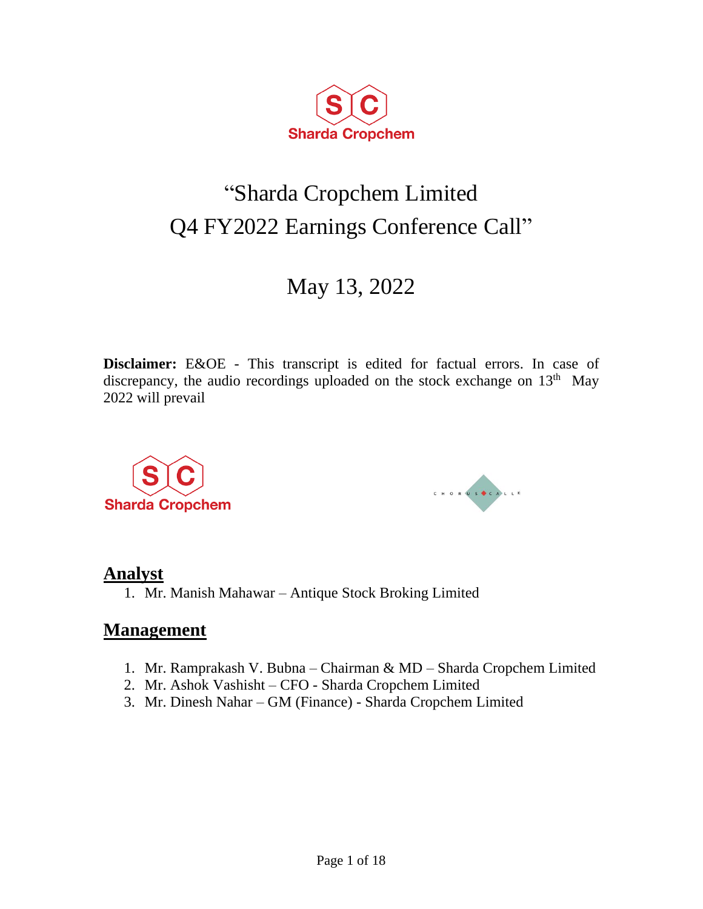# "Sharda Cropchem Limited Q4 FY2022 Earnings Conference Call"

## May 13, 2022

**Disclaimer:** E&OE - This transcript is edited for factual errors. In case of discrepancy, the audio recordings uploaded on the stock exchange on 13th May 2022 will prevail

## Analyst

1. Mr. Manish Mahawar – Antique Stock Broking Limited

## Management

1. Mr. Ramprakash V. Bubna – Chairman & MD – Sharda Cropchem Limited
2. Mr. Ashok Vashisht – CFO - Sharda Cropchem Limited
3. Mr. Dinesh Nahar – GM (Finance) - Sharda Cropchem Limited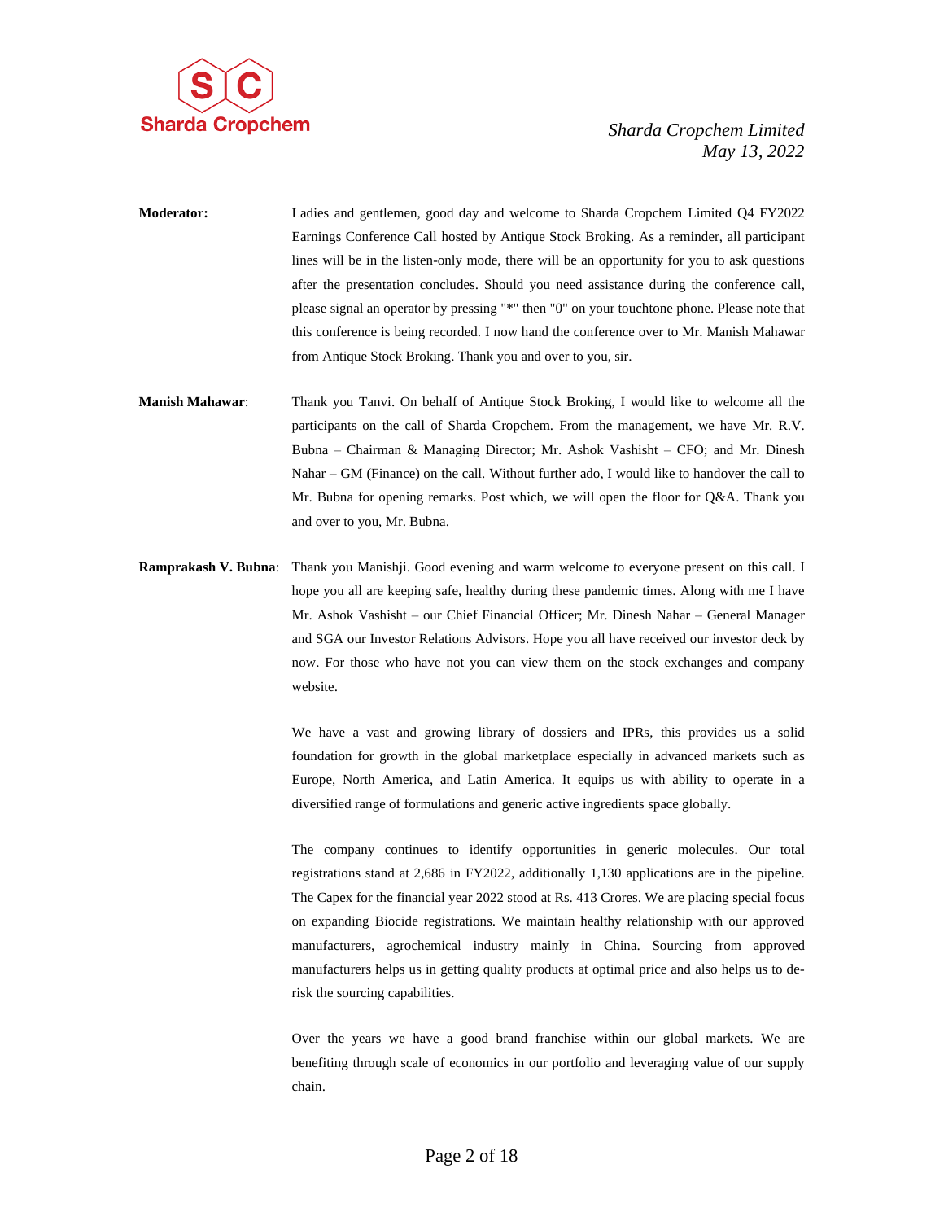**Moderator:** Ladies and gentlemen, good day and welcome to Sharda Cropchem Limited Q4 FY2022 Earnings Conference Call hosted by Antique Stock Broking. As a reminder, all participant lines will be in the listen-only mode, there will be an opportunity for you to ask questions after the presentation concludes. Should you need assistance during the conference call, please signal an operator by pressing "*" then "0" on your touchtone phone. Please note that this conference is being recorded. I now hand the conference over to Mr. Manish Mahawar from Antique Stock Broking. Thank you and over to you, sir.

**Manish Mahawar**: Thank you Tanvi. On behalf of Antique Stock Broking, I would like to welcome all the participants on the call of Sharda Cropchem. From the management, we have Mr. R.V. Bubna – Chairman & Managing Director; Mr. Ashok Vashisht – CFO; and Mr. Dinesh Nahar – GM (Finance) on the call. Without further ado, I would like to handover the call to Mr. Bubna for opening remarks. Post which, we will open the floor for Q&A. Thank you and over to you, Mr. Bubna.

**Ramprakash V. Bubna**: Thank you Manishji. Good evening and warm welcome to everyone present on this call. I hope you all are keeping safe, healthy during these pandemic times. Along with me I have Mr. Ashok Vashisht – our Chief Financial Officer; Mr. Dinesh Nahar – General Manager and SGA our Investor Relations Advisors. Hope you all have received our investor deck by now. For those who have not you can view them on the stock exchanges and company website.

We have a vast and growing library of dossiers and IPRs, this provides us a solid foundation for growth in the global marketplace especially in advanced markets such as Europe, North America, and Latin America. It equips us with ability to operate in a diversified range of formulations and generic active ingredients space globally.

The company continues to identify opportunities in generic molecules. Our total registrations stand at 2,686 in FY2022, additionally 1,130 applications are in the pipeline. The Capex for the financial year 2022 stood at Rs. 413 Crores. We are placing special focus on expanding Biocide registrations. We maintain healthy relationship with our approved manufacturers, agrochemical industry mainly in China. Sourcing from approved manufacturers helps us in getting quality products at optimal price and also helps us to de-risk the sourcing capabilities.

Over the years we have a good brand franchise within our global markets. We are benefiting through scale of economics in our portfolio and leveraging value of our supply chain.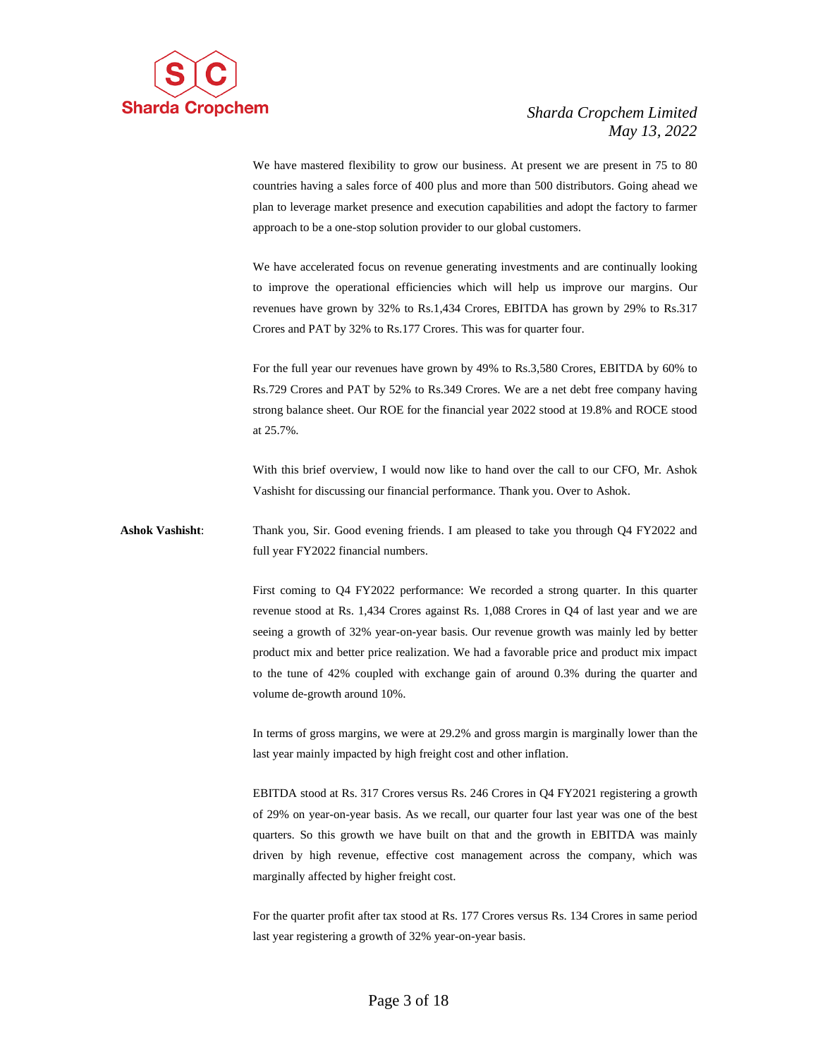We have mastered flexibility to grow our business. At present we are present in 75 to 80 countries having a sales force of 400 plus and more than 500 distributors. Going ahead we plan to leverage market presence and execution capabilities and adopt the factory to farmer approach to be a one-stop solution provider to our global customers.

We have accelerated focus on revenue generating investments and are continually looking to improve the operational efficiencies which will help us improve our margins. Our revenues have grown by 32% to Rs.1,434 Crores, EBITDA has grown by 29% to Rs.317 Crores and PAT by 32% to Rs.177 Crores. This was for quarter four.

For the full year our revenues have grown by 49% to Rs.3,580 Crores, EBITDA by 60% to Rs.729 Crores and PAT by 52% to Rs.349 Crores. We are a net debt free company having strong balance sheet. Our ROE for the financial year 2022 stood at 19.8% and ROCE stood at 25.7%.

With this brief overview, I would now like to hand over the call to our CFO, Mr. Ashok Vashisht for discussing our financial performance. Thank you. Over to Ashok.

**Ashok Vashisht**: Thank you, Sir. Good evening friends. I am pleased to take you through Q4 FY2022 and full year FY2022 financial numbers.

First coming to Q4 FY2022 performance: We recorded a strong quarter. In this quarter revenue stood at Rs. 1,434 Crores against Rs. 1,088 Crores in Q4 of last year and we are seeing a growth of 32% year-on-year basis. Our revenue growth was mainly led by better product mix and better price realization. We had a favorable price and product mix impact to the tune of 42% coupled with exchange gain of around 0.3% during the quarter and volume de-growth around 10%.

In terms of gross margins, we were at 29.2% and gross margin is marginally lower than the last year mainly impacted by high freight cost and other inflation.

EBITDA stood at Rs. 317 Crores versus Rs. 246 Crores in Q4 FY2021 registering a growth of 29% on year-on-year basis. As we recall, our quarter four last year was one of the best quarters. So this growth we have built on that and the growth in EBITDA was mainly driven by high revenue, effective cost management across the company, which was marginally affected by higher freight cost.

For the quarter profit after tax stood at Rs. 177 Crores versus Rs. 134 Crores in same period last year registering a growth of 32% year-on-year basis.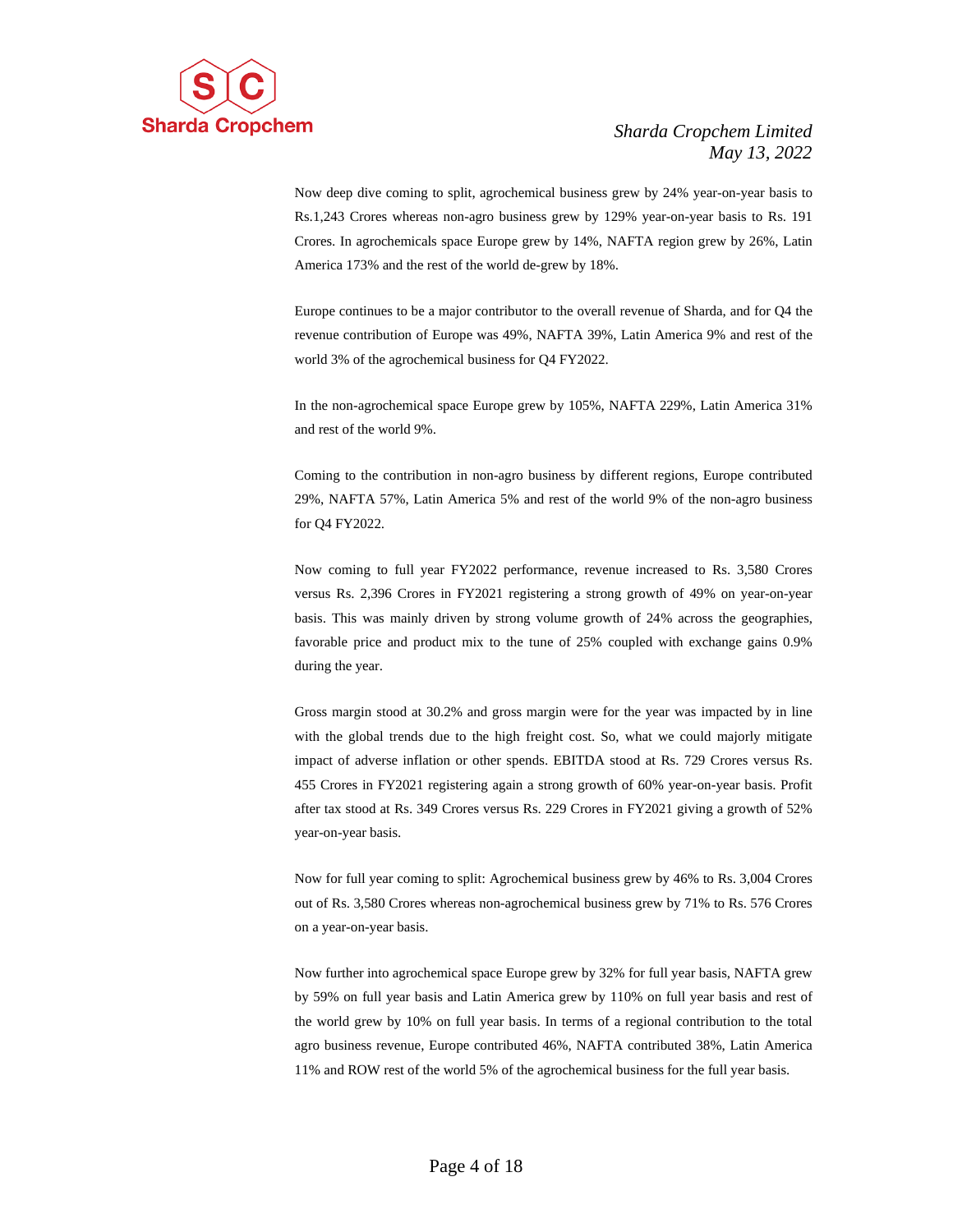Now deep dive coming to split, agrochemical business grew by 24% year-on-year basis to Rs.1,243 Crores whereas non-agro business grew by 129% year-on-year basis to Rs. 191 Crores. In agrochemicals space Europe grew by 14%, NAFTA region grew by 26%, Latin America 173% and the rest of the world de-grew by 18%.

Europe continues to be a major contributor to the overall revenue of Sharda, and for Q4 the revenue contribution of Europe was 49%, NAFTA 39%, Latin America 9% and rest of the world 3% of the agrochemical business for Q4 FY2022.

In the non-agrochemical space Europe grew by 105%, NAFTA 229%, Latin America 31% and rest of the world 9%.

Coming to the contribution in non-agro business by different regions, Europe contributed 29%, NAFTA 57%, Latin America 5% and rest of the world 9% of the non-agro business for Q4 FY2022.

Now coming to full year FY2022 performance, revenue increased to Rs. 3,580 Crores versus Rs. 2,396 Crores in FY2021 registering a strong growth of 49% on year-on-year basis. This was mainly driven by strong volume growth of 24% across the geographies, favorable price and product mix to the tune of 25% coupled with exchange gains 0.9% during the year.

Gross margin stood at 30.2% and gross margin were for the year was impacted by in line with the global trends due to the high freight cost. So, what we could majorly mitigate impact of adverse inflation or other spends. EBITDA stood at Rs. 729 Crores versus Rs. 455 Crores in FY2021 registering again a strong growth of 60% year-on-year basis. Profit after tax stood at Rs. 349 Crores versus Rs. 229 Crores in FY2021 giving a growth of 52% year-on-year basis.

Now for full year coming to split: Agrochemical business grew by 46% to Rs. 3,004 Crores out of Rs. 3,580 Crores whereas non-agrochemical business grew by 71% to Rs. 576 Crores on a year-on-year basis.

Now further into agrochemical space Europe grew by 32% for full year basis, NAFTA grew by 59% on full year basis and Latin America grew by 110% on full year basis and rest of the world grew by 10% on full year basis. In terms of a regional contribution to the total agro business revenue, Europe contributed 46%, NAFTA contributed 38%, Latin America 11% and ROW rest of the world 5% of the agrochemical business for the full year basis.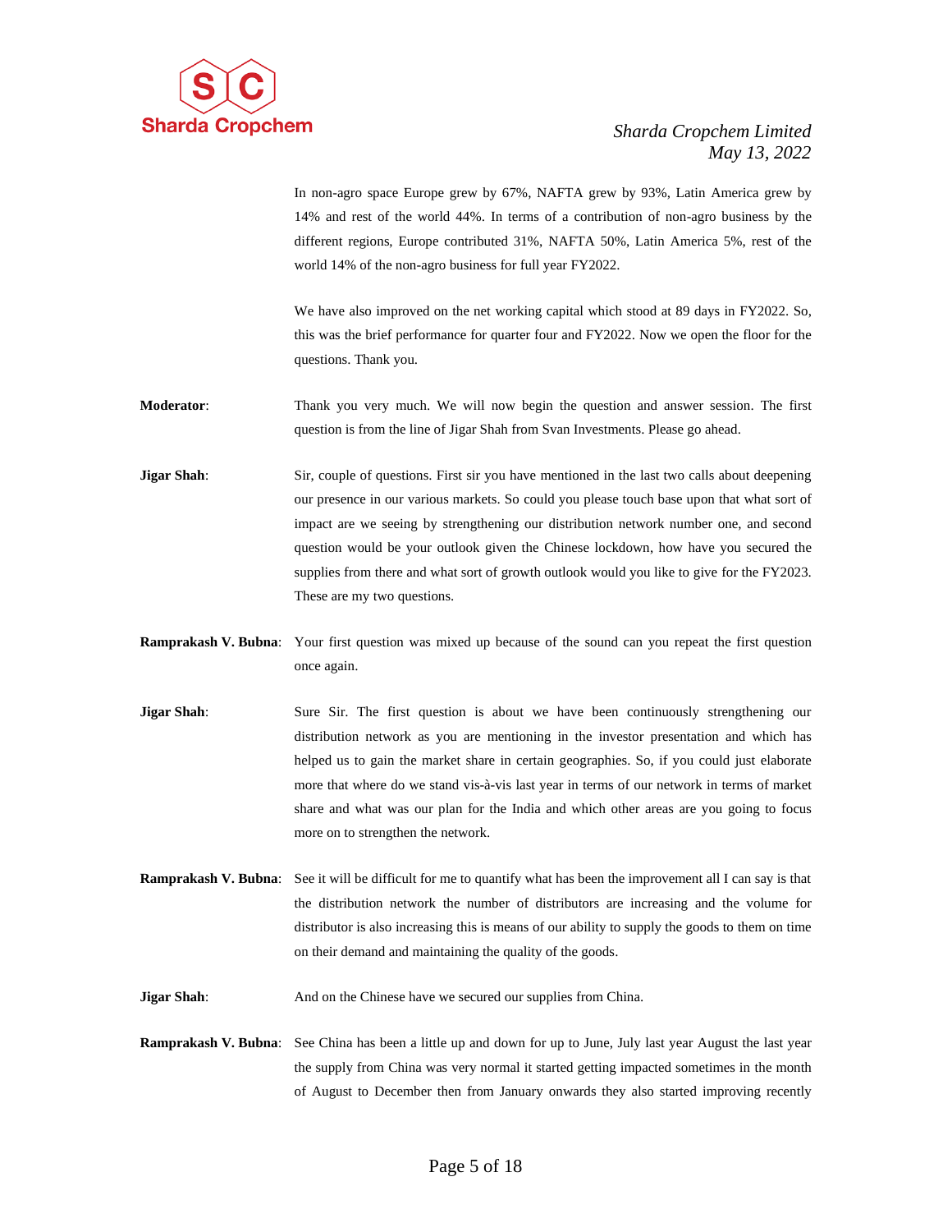In non-agro space Europe grew by 67%, NAFTA grew by 93%, Latin America grew by 14% and rest of the world 44%. In terms of a contribution of non-agro business by the different regions, Europe contributed 31%, NAFTA 50%, Latin America 5%, rest of the world 14% of the non-agro business for full year FY2022.

We have also improved on the net working capital which stood at 89 days in FY2022. So, this was the brief performance for quarter four and FY2022. Now we open the floor for the questions. Thank you.

**Moderator**: Thank you very much. We will now begin the question and answer session. The first question is from the line of Jigar Shah from Svan Investments. Please go ahead.

**Jigar Shah**: Sir, couple of questions. First sir you have mentioned in the last two calls about deepening our presence in our various markets. So could you please touch base upon that what sort of impact are we seeing by strengthening our distribution network number one, and second question would be your outlook given the Chinese lockdown, how have you secured the supplies from there and what sort of growth outlook would you like to give for the FY2023. These are my two questions.

**Ramprakash V. Bubna**: Your first question was mixed up because of the sound can you repeat the first question once again.

**Jigar Shah**: Sure Sir. The first question is about we have been continuously strengthening our distribution network as you are mentioning in the investor presentation and which has helped us to gain the market share in certain geographies. So, if you could just elaborate more that where do we stand vis-à-vis last year in terms of our network in terms of market share and what was our plan for the India and which other areas are you going to focus more on to strengthen the network.

**Ramprakash V. Bubna**: See it will be difficult for me to quantify what has been the improvement all I can say is that the distribution network the number of distributors are increasing and the volume for distributor is also increasing this is means of our ability to supply the goods to them on time on their demand and maintaining the quality of the goods.

**Jigar Shah**: And on the Chinese have we secured our supplies from China.

**Ramprakash V. Bubna**: See China has been a little up and down for up to June, July last year August the last year the supply from China was very normal it started getting impacted sometimes in the month of August to December then from January onwards they also started improving recently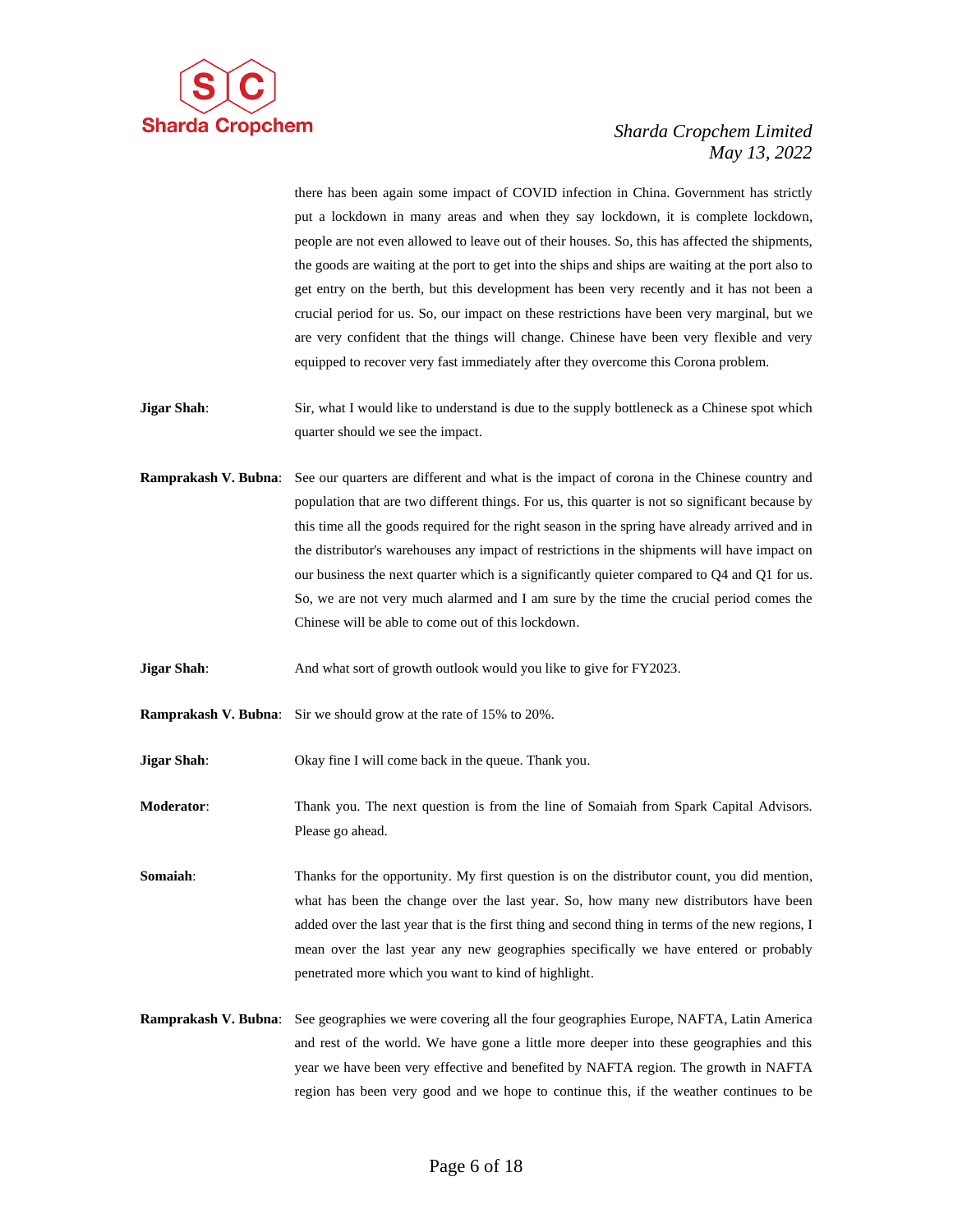there has been again some impact of COVID infection in China. Government has strictly put a lockdown in many areas and when they say lockdown, it is complete lockdown, people are not even allowed to leave out of their houses. So, this has affected the shipments, the goods are waiting at the port to get into the ships and ships are waiting at the port also to get entry on the berth, but this development has been very recently and it has not been a crucial period for us. So, our impact on these restrictions have been very marginal, but we are very confident that the things will change. Chinese have been very flexible and very equipped to recover very fast immediately after they overcome this Corona problem.

**Jigar Shah**: Sir, what I would like to understand is due to the supply bottleneck as a Chinese spot which quarter should we see the impact.

**Ramprakash V. Bubna**: See our quarters are different and what is the impact of corona in the Chinese country and population that are two different things. For us, this quarter is not so significant because by this time all the goods required for the right season in the spring have already arrived and in the distributor's warehouses any impact of restrictions in the shipments will have impact on our business the next quarter which is a significantly quieter compared to Q4 and Q1 for us. So, we are not very much alarmed and I am sure by the time the crucial period comes the Chinese will be able to come out of this lockdown.

**Jigar Shah**: And what sort of growth outlook would you like to give for FY2023.

**Ramprakash V. Bubna**: Sir we should grow at the rate of 15% to 20%.

**Jigar Shah**: Okay fine I will come back in the queue. Thank you.

**Moderator**: Thank you. The next question is from the line of Somaiah from Spark Capital Advisors. Please go ahead.

**Somaiah**: Thanks for the opportunity. My first question is on the distributor count, you did mention, what has been the change over the last year. So, how many new distributors have been added over the last year that is the first thing and second thing in terms of the new regions, I mean over the last year any new geographies specifically we have entered or probably penetrated more which you want to kind of highlight.

**Ramprakash V. Bubna**: See geographies we were covering all the four geographies Europe, NAFTA, Latin America and rest of the world. We have gone a little more deeper into these geographies and this year we have been very effective and benefited by NAFTA region. The growth in NAFTA region has been very good and we hope to continue this, if the weather continues to be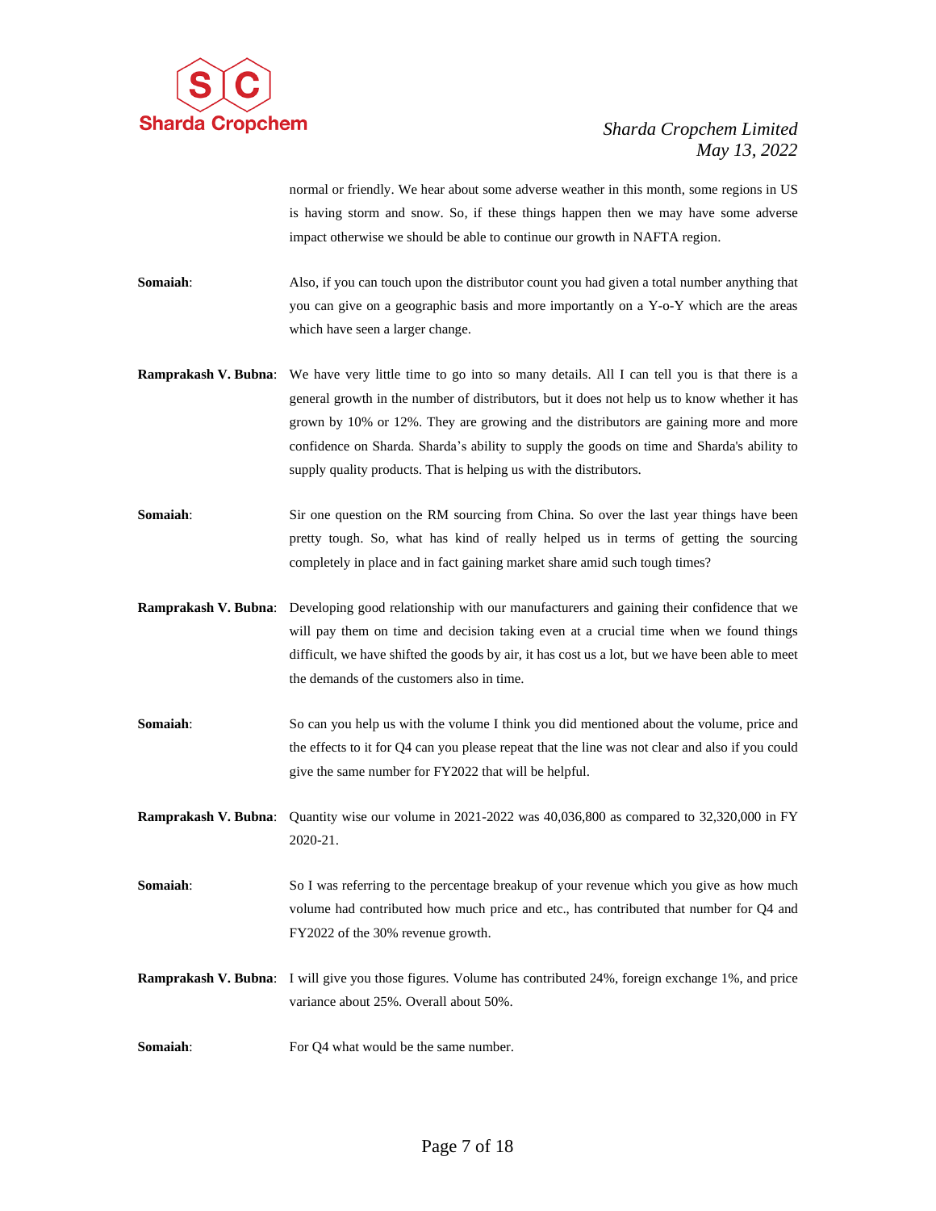normal or friendly. We hear about some adverse weather in this month, some regions in US is having storm and snow. So, if these things happen then we may have some adverse impact otherwise we should be able to continue our growth in NAFTA region.

**Somaiah**: Also, if you can touch upon the distributor count you had given a total number anything that you can give on a geographic basis and more importantly on a Y-o-Y which are the areas which have seen a larger change.

**Ramprakash V. Bubna**: We have very little time to go into so many details. All I can tell you is that there is a general growth in the number of distributors, but it does not help us to know whether it has grown by 10% or 12%. They are growing and the distributors are gaining more and more confidence on Sharda. Sharda's ability to supply the goods on time and Sharda's ability to supply quality products. That is helping us with the distributors.

**Somaiah**: Sir one question on the RM sourcing from China. So over the last year things have been pretty tough. So, what has kind of really helped us in terms of getting the sourcing completely in place and in fact gaining market share amid such tough times?

**Ramprakash V. Bubna**: Developing good relationship with our manufacturers and gaining their confidence that we will pay them on time and decision taking even at a crucial time when we found things difficult, we have shifted the goods by air, it has cost us a lot, but we have been able to meet the demands of the customers also in time.

**Somaiah**: So can you help us with the volume I think you did mentioned about the volume, price and the effects to it for Q4 can you please repeat that the line was not clear and also if you could give the same number for FY2022 that will be helpful.

**Ramprakash V. Bubna**: Quantity wise our volume in 2021-2022 was 40,036,800 as compared to 32,320,000 in FY 2020-21.

**Somaiah**: So I was referring to the percentage breakup of your revenue which you give as how much volume had contributed how much price and etc., has contributed that number for Q4 and FY2022 of the 30% revenue growth.

**Ramprakash V. Bubna**: I will give you those figures. Volume has contributed 24%, foreign exchange 1%, and price variance about 25%. Overall about 50%.

**Somaiah**: For Q4 what would be the same number.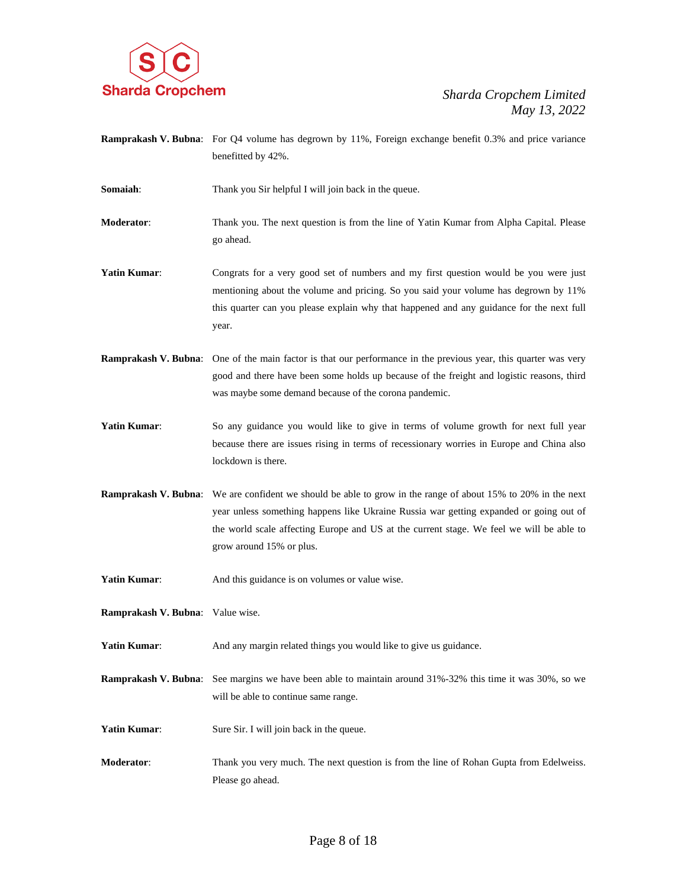**Ramprakash V. Bubna**: For Q4 volume has degrown by 11%, Foreign exchange benefit 0.3% and price variance benefitted by 42%.

**Somaiah**: Thank you Sir helpful I will join back in the queue.

**Moderator**: Thank you. The next question is from the line of Yatin Kumar from Alpha Capital. Please go ahead.

**Yatin Kumar**: Congrats for a very good set of numbers and my first question would be you were just mentioning about the volume and pricing. So you said your volume has degrown by 11% this quarter can you please explain why that happened and any guidance for the next full year.

**Ramprakash V. Bubna**: One of the main factor is that our performance in the previous year, this quarter was very good and there have been some holds up because of the freight and logistic reasons, third was maybe some demand because of the corona pandemic.

**Yatin Kumar**: So any guidance you would like to give in terms of volume growth for next full year because there are issues rising in terms of recessionary worries in Europe and China also lockdown is there.

**Ramprakash V. Bubna**: We are confident we should be able to grow in the range of about 15% to 20% in the next year unless something happens like Ukraine Russia war getting expanded or going out of the world scale affecting Europe and US at the current stage. We feel we will be able to grow around 15% or plus.

**Yatin Kumar**: And this guidance is on volumes or value wise.

**Ramprakash V. Bubna**: Value wise.

**Yatin Kumar**: And any margin related things you would like to give us guidance.

**Ramprakash V. Bubna**: See margins we have been able to maintain around 31%-32% this time it was 30%, so we will be able to continue same range.

**Yatin Kumar**: Sure Sir. I will join back in the queue.

**Moderator**: Thank you very much. The next question is from the line of Rohan Gupta from Edelweiss. Please go ahead.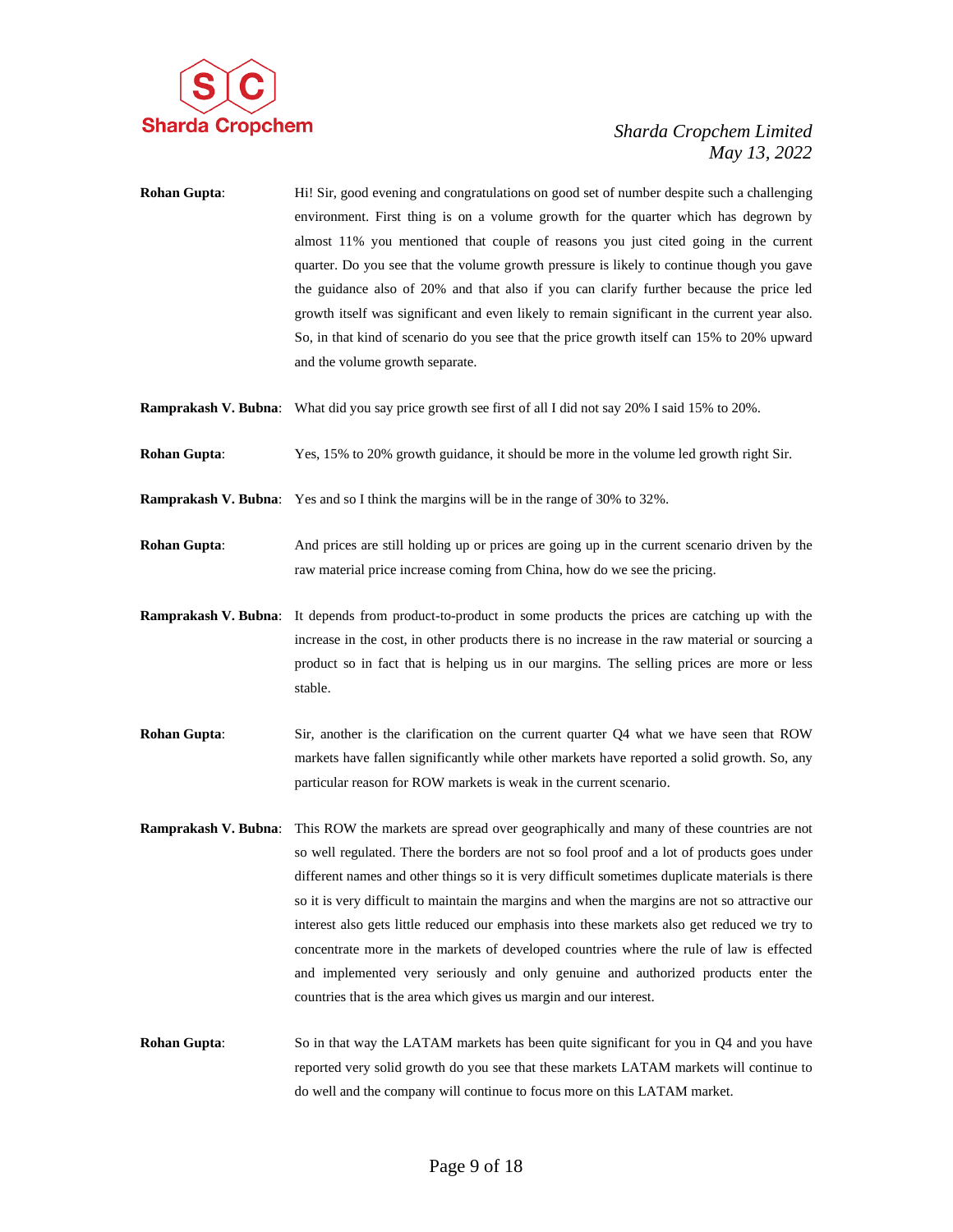**Rohan Gupta**: Hi! Sir, good evening and congratulations on good set of number despite such a challenging environment. First thing is on a volume growth for the quarter which has degrown by almost 11% you mentioned that couple of reasons you just cited going in the current quarter. Do you see that the volume growth pressure is likely to continue though you gave the guidance also of 20% and that also if you can clarify further because the price led growth itself was significant and even likely to remain significant in the current year also. So, in that kind of scenario do you see that the price growth itself can 15% to 20% upward and the volume growth separate.

**Ramprakash V. Bubna**: What did you say price growth see first of all I did not say 20% I said 15% to 20%.

**Rohan Gupta**: Yes, 15% to 20% growth guidance, it should be more in the volume led growth right Sir.

**Ramprakash V. Bubna**: Yes and so I think the margins will be in the range of 30% to 32%.

**Rohan Gupta**: And prices are still holding up or prices are going up in the current scenario driven by the raw material price increase coming from China, how do we see the pricing.

**Ramprakash V. Bubna**: It depends from product-to-product in some products the prices are catching up with the increase in the cost, in other products there is no increase in the raw material or sourcing a product so in fact that is helping us in our margins. The selling prices are more or less stable.

**Rohan Gupta**: Sir, another is the clarification on the current quarter Q4 what we have seen that ROW markets have fallen significantly while other markets have reported a solid growth. So, any particular reason for ROW markets is weak in the current scenario.

**Ramprakash V. Bubna**: This ROW the markets are spread over geographically and many of these countries are not so well regulated. There the borders are not so fool proof and a lot of products goes under different names and other things so it is very difficult sometimes duplicate materials is there so it is very difficult to maintain the margins and when the margins are not so attractive our interest also gets little reduced our emphasis into these markets also get reduced we try to concentrate more in the markets of developed countries where the rule of law is effected and implemented very seriously and only genuine and authorized products enter the countries that is the area which gives us margin and our interest.

**Rohan Gupta**: So in that way the LATAM markets has been quite significant for you in Q4 and you have reported very solid growth do you see that these markets LATAM markets will continue to do well and the company will continue to focus more on this LATAM market.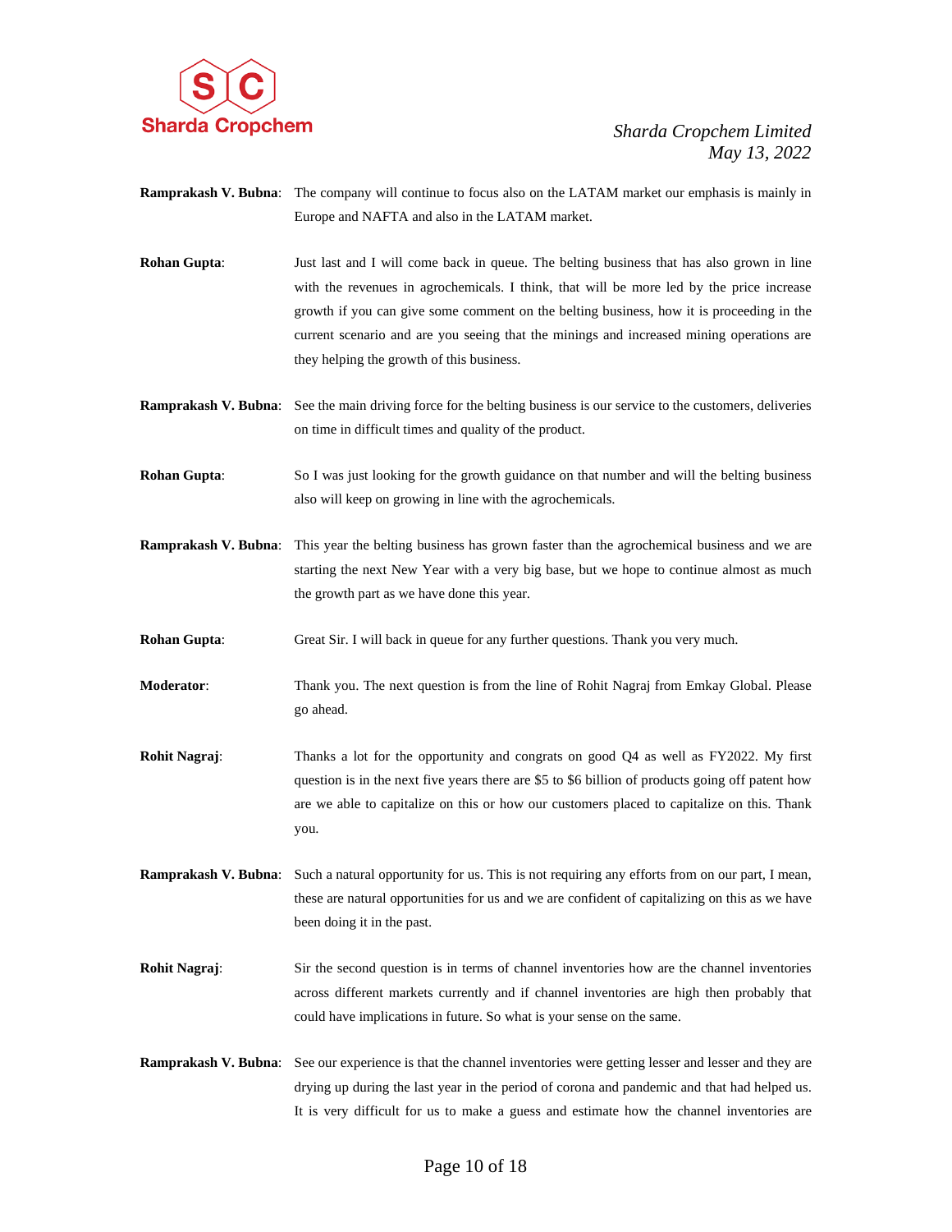**Ramprakash V. Bubna**: The company will continue to focus also on the LATAM market our emphasis is mainly in Europe and NAFTA and also in the LATAM market.

**Rohan Gupta**: Just last and I will come back in queue. The belting business that has also grown in line with the revenues in agrochemicals. I think, that will be more led by the price increase growth if you can give some comment on the belting business, how it is proceeding in the current scenario and are you seeing that the minings and increased mining operations are they helping the growth of this business.

**Ramprakash V. Bubna**: See the main driving force for the belting business is our service to the customers, deliveries on time in difficult times and quality of the product.

**Rohan Gupta**: So I was just looking for the growth guidance on that number and will the belting business also will keep on growing in line with the agrochemicals.

**Ramprakash V. Bubna**: This year the belting business has grown faster than the agrochemical business and we are starting the next New Year with a very big base, but we hope to continue almost as much the growth part as we have done this year.

**Rohan Gupta**: Great Sir. I will back in queue for any further questions. Thank you very much.

**Moderator**: Thank you. The next question is from the line of Rohit Nagraj from Emkay Global. Please go ahead.

**Rohit Nagraj**: Thanks a lot for the opportunity and congrats on good Q4 as well as FY2022. My first question is in the next five years there are $5 to $6 billion of products going off patent how are we able to capitalize on this or how our customers placed to capitalize on this. Thank you.

**Ramprakash V. Bubna**: Such a natural opportunity for us. This is not requiring any efforts from on our part, I mean, these are natural opportunities for us and we are confident of capitalizing on this as we have been doing it in the past.

**Rohit Nagraj**: Sir the second question is in terms of channel inventories how are the channel inventories across different markets currently and if channel inventories are high then probably that could have implications in future. So what is your sense on the same.

**Ramprakash V. Bubna**: See our experience is that the channel inventories were getting lesser and lesser and they are drying up during the last year in the period of corona and pandemic and that had helped us. It is very difficult for us to make a guess and estimate how the channel inventories are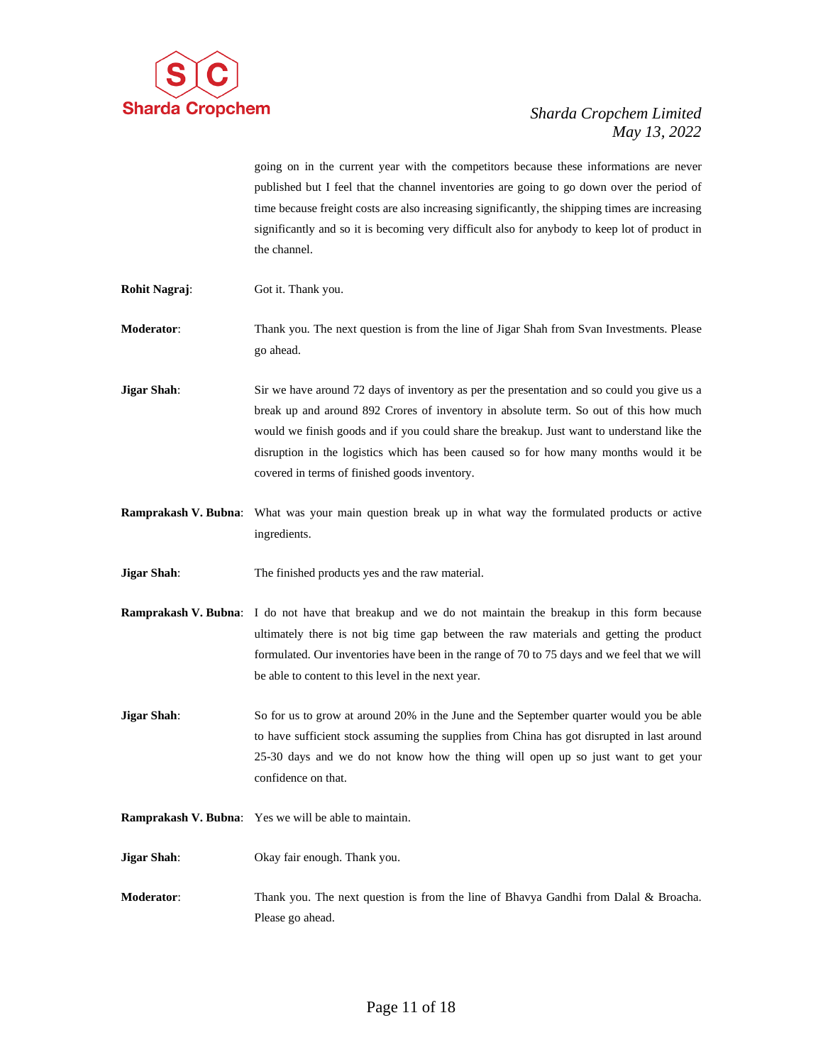going on in the current year with the competitors because these informations are never published but I feel that the channel inventories are going to go down over the period of time because freight costs are also increasing significantly, the shipping times are increasing significantly and so it is becoming very difficult also for anybody to keep lot of product in the channel.

**Rohit Nagraj**: Got it. Thank you.

**Moderator**: Thank you. The next question is from the line of Jigar Shah from Svan Investments. Please go ahead.

**Jigar Shah**: Sir we have around 72 days of inventory as per the presentation and so could you give us a break up and around 892 Crores of inventory in absolute term. So out of this how much would we finish goods and if you could share the breakup. Just want to understand like the disruption in the logistics which has been caused so for how many months would it be covered in terms of finished goods inventory.

**Ramprakash V. Bubna**: What was your main question break up in what way the formulated products or active ingredients.

**Jigar Shah**: The finished products yes and the raw material.

**Ramprakash V. Bubna**: I do not have that breakup and we do not maintain the breakup in this form because ultimately there is not big time gap between the raw materials and getting the product formulated. Our inventories have been in the range of 70 to 75 days and we feel that we will be able to content to this level in the next year.

**Jigar Shah**: So for us to grow at around 20% in the June and the September quarter would you be able to have sufficient stock assuming the supplies from China has got disrupted in last around 25-30 days and we do not know how the thing will open up so just want to get your confidence on that.

**Ramprakash V. Bubna**: Yes we will be able to maintain.

**Jigar Shah**: Okay fair enough. Thank you.

**Moderator**: Thank you. The next question is from the line of Bhavya Gandhi from Dalal & Broacha. Please go ahead.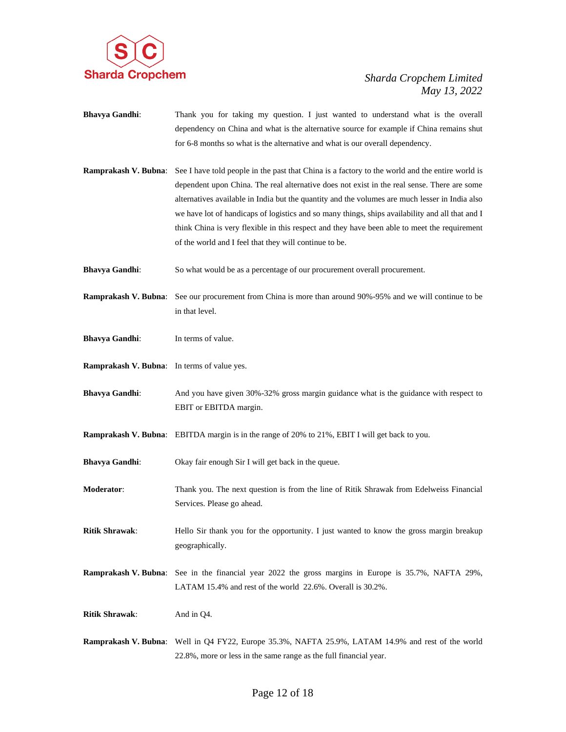**Bhavya Gandhi**: Thank you for taking my question. I just wanted to understand what is the overall dependency on China and what is the alternative source for example if China remains shut for 6-8 months so what is the alternative and what is our overall dependency.

**Ramprakash V. Bubna**: See I have told people in the past that China is a factory to the world and the entire world is dependent upon China. The real alternative does not exist in the real sense. There are some alternatives available in India but the quantity and the volumes are much lesser in India also we have lot of handicaps of logistics and so many things, ships availability and all that and I think China is very flexible in this respect and they have been able to meet the requirement of the world and I feel that they will continue to be.

**Bhavya Gandhi**: So what would be as a percentage of our procurement overall procurement.

**Ramprakash V. Bubna**: See our procurement from China is more than around 90%-95% and we will continue to be in that level.

**Bhavya Gandhi**: In terms of value.

**Ramprakash V. Bubna**: In terms of value yes.

**Bhavya Gandhi**: And you have given 30%-32% gross margin guidance what is the guidance with respect to EBIT or EBITDA margin.

**Ramprakash V. Bubna**: EBITDA margin is in the range of 20% to 21%, EBIT I will get back to you.

**Bhavya Gandhi**: Okay fair enough Sir I will get back in the queue.

**Moderator**: Thank you. The next question is from the line of Ritik Shrawak from Edelweiss Financial Services. Please go ahead.

**Ritik Shrawak**: Hello Sir thank you for the opportunity. I just wanted to know the gross margin breakup geographically.

**Ramprakash V. Bubna**: See in the financial year 2022 the gross margins in Europe is 35.7%, NAFTA 29%, LATAM 15.4% and rest of the world 22.6%. Overall is 30.2%.

**Ritik Shrawak**: And in Q4.

**Ramprakash V. Bubna**: Well in Q4 FY22, Europe 35.3%, NAFTA 25.9%, LATAM 14.9% and rest of the world 22.8%, more or less in the same range as the full financial year.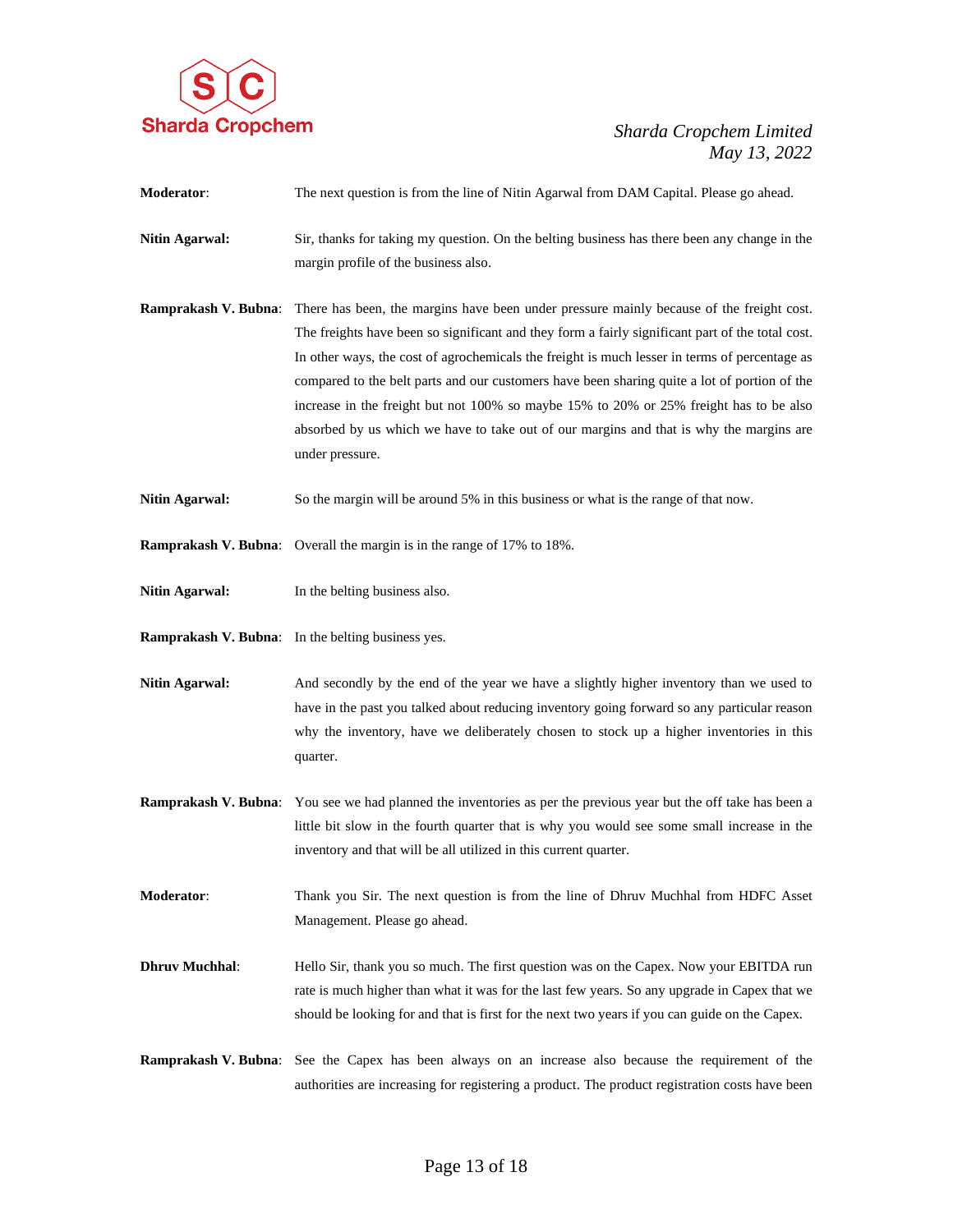**Moderator**: The next question is from the line of Nitin Agarwal from DAM Capital. Please go ahead.

**Nitin Agarwal:** Sir, thanks for taking my question. On the belting business has there been any change in the margin profile of the business also.

**Ramprakash V. Bubna**: There has been, the margins have been under pressure mainly because of the freight cost. The freights have been so significant and they form a fairly significant part of the total cost. In other ways, the cost of agrochemicals the freight is much lesser in terms of percentage as compared to the belt parts and our customers have been sharing quite a lot of portion of the increase in the freight but not 100% so maybe 15% to 20% or 25% freight has to be also absorbed by us which we have to take out of our margins and that is why the margins are under pressure.

**Nitin Agarwal:** So the margin will be around 5% in this business or what is the range of that now.

**Ramprakash V. Bubna**: Overall the margin is in the range of 17% to 18%.

**Nitin Agarwal:** In the belting business also.

**Ramprakash V. Bubna**: In the belting business yes.

**Nitin Agarwal:** And secondly by the end of the year we have a slightly higher inventory than we used to have in the past you talked about reducing inventory going forward so any particular reason why the inventory, have we deliberately chosen to stock up a higher inventories in this quarter.

**Ramprakash V. Bubna**: You see we had planned the inventories as per the previous year but the off take has been a little bit slow in the fourth quarter that is why you would see some small increase in the inventory and that will be all utilized in this current quarter.

**Moderator**: Thank you Sir. The next question is from the line of Dhruv Muchhal from HDFC Asset Management. Please go ahead.

**Dhruv Muchhal**: Hello Sir, thank you so much. The first question was on the Capex. Now your EBITDA run rate is much higher than what it was for the last few years. So any upgrade in Capex that we should be looking for and that is first for the next two years if you can guide on the Capex.

**Ramprakash V. Bubna**: See the Capex has been always on an increase also because the requirement of the authorities are increasing for registering a product. The product registration costs have been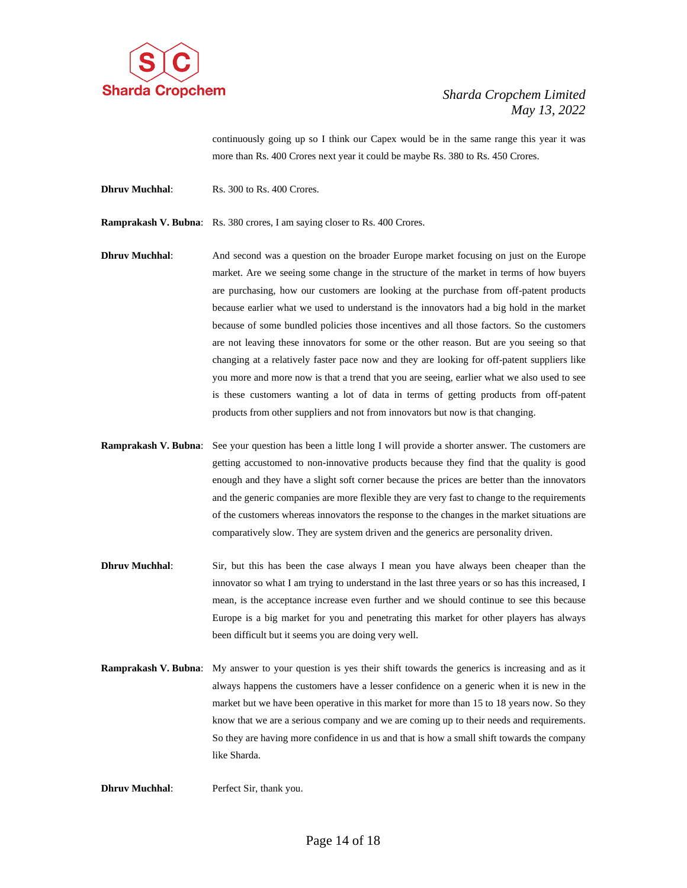continuously going up so I think our Capex would be in the same range this year it was more than Rs. 400 Crores next year it could be maybe Rs. 380 to Rs. 450 Crores.

**Dhruv Muchhal**: Rs. 300 to Rs. 400 Crores.

**Ramprakash V. Bubna**: Rs. 380 crores, I am saying closer to Rs. 400 Crores.

**Dhruv Muchhal**: And second was a question on the broader Europe market focusing on just on the Europe market. Are we seeing some change in the structure of the market in terms of how buyers are purchasing, how our customers are looking at the purchase from off-patent products because earlier what we used to understand is the innovators had a big hold in the market because of some bundled policies those incentives and all those factors. So the customers are not leaving these innovators for some or the other reason. But are you seeing so that changing at a relatively faster pace now and they are looking for off-patent suppliers like you more and more now is that a trend that you are seeing, earlier what we also used to see is these customers wanting a lot of data in terms of getting products from off-patent products from other suppliers and not from innovators but now is that changing.

**Ramprakash V. Bubna**: See your question has been a little long I will provide a shorter answer. The customers are getting accustomed to non-innovative products because they find that the quality is good enough and they have a slight soft corner because the prices are better than the innovators and the generic companies are more flexible they are very fast to change to the requirements of the customers whereas innovators the response to the changes in the market situations are comparatively slow. They are system driven and the generics are personality driven.

**Dhruv Muchhal**: Sir, but this has been the case always I mean you have always been cheaper than the innovator so what I am trying to understand in the last three years or so has this increased, I mean, is the acceptance increase even further and we should continue to see this because Europe is a big market for you and penetrating this market for other players has always been difficult but it seems you are doing very well.

**Ramprakash V. Bubna**: My answer to your question is yes their shift towards the generics is increasing and as it always happens the customers have a lesser confidence on a generic when it is new in the market but we have been operative in this market for more than 15 to 18 years now. So they know that we are a serious company and we are coming up to their needs and requirements. So they are having more confidence in us and that is how a small shift towards the company like Sharda.

**Dhruv Muchhal**: Perfect Sir, thank you.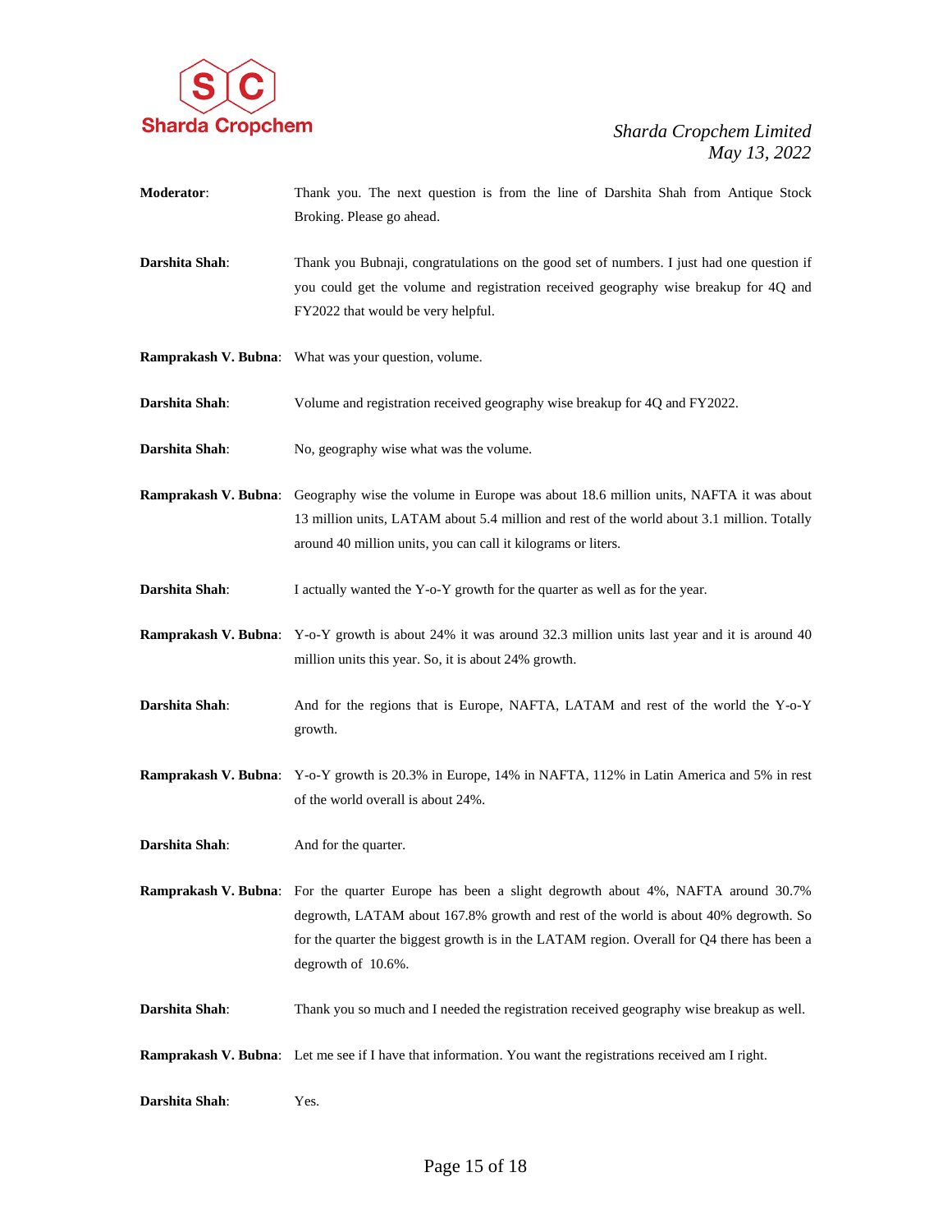**Moderator**: Thank you. The next question is from the line of Darshita Shah from Antique Stock Broking. Please go ahead.

**Darshita Shah**: Thank you Bubnaji, congratulations on the good set of numbers. I just had one question if you could get the volume and registration received geography wise breakup for 4Q and FY2022 that would be very helpful.

**Ramprakash V. Bubna**: What was your question, volume.

**Darshita Shah**: Volume and registration received geography wise breakup for 4Q and FY2022.

**Darshita Shah**: No, geography wise what was the volume.

**Ramprakash V. Bubna**: Geography wise the volume in Europe was about 18.6 million units, NAFTA it was about 13 million units, LATAM about 5.4 million and rest of the world about 3.1 million. Totally around 40 million units, you can call it kilograms or liters.

**Darshita Shah**: I actually wanted the Y-o-Y growth for the quarter as well as for the year.

**Ramprakash V. Bubna**: Y-o-Y growth is about 24% it was around 32.3 million units last year and it is around 40 million units this year. So, it is about 24% growth.

**Darshita Shah**: And for the regions that is Europe, NAFTA, LATAM and rest of the world the Y-o-Y growth.

**Ramprakash V. Bubna**: Y-o-Y growth is 20.3% in Europe, 14% in NAFTA, 112% in Latin America and 5% in rest of the world overall is about 24%.

**Darshita Shah**: And for the quarter.

**Ramprakash V. Bubna**: For the quarter Europe has been a slight degrowth about 4%, NAFTA around 30.7% degrowth, LATAM about 167.8% growth and rest of the world is about 40% degrowth. So for the quarter the biggest growth is in the LATAM region. Overall for Q4 there has been a degrowth of 10.6%.

**Darshita Shah**: Thank you so much and I needed the registration received geography wise breakup as well.

**Ramprakash V. Bubna**: Let me see if I have that information. You want the registrations received am I right.

**Darshita Shah**: Yes.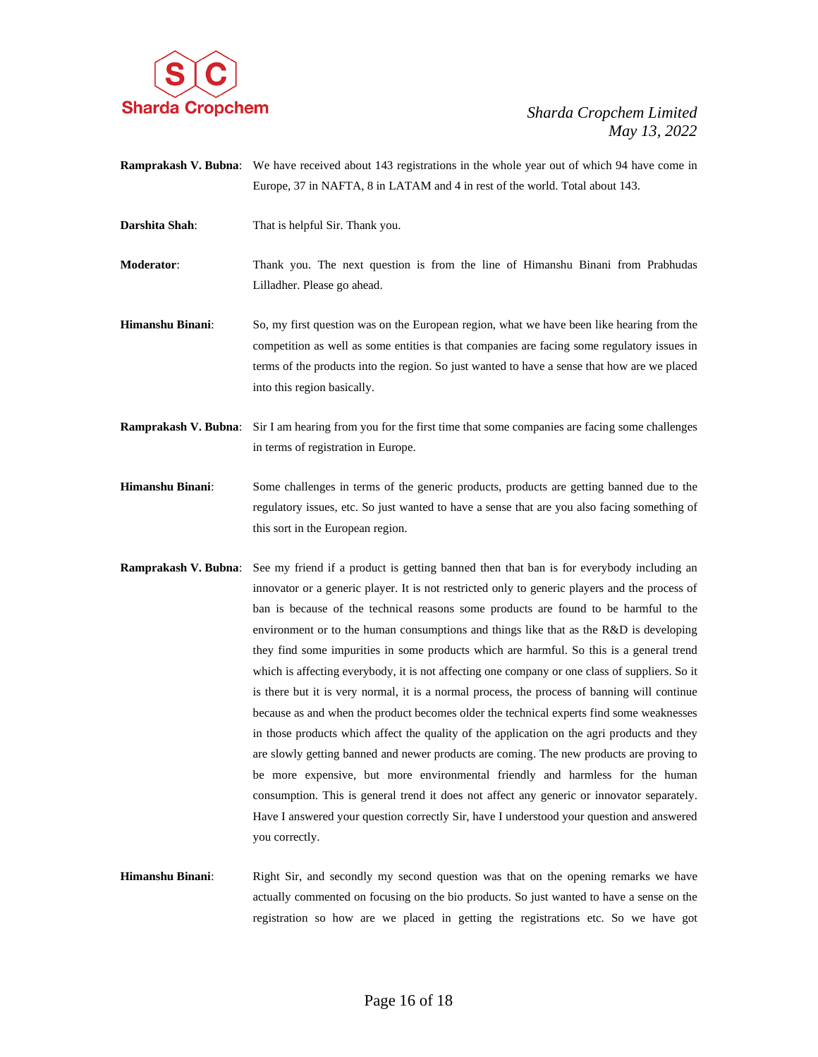**Ramprakash V. Bubna**: We have received about 143 registrations in the whole year out of which 94 have come in Europe, 37 in NAFTA, 8 in LATAM and 4 in rest of the world. Total about 143.

**Darshita Shah**: That is helpful Sir. Thank you.

**Moderator**: Thank you. The next question is from the line of Himanshu Binani from Prabhudas Lilladher. Please go ahead.

**Himanshu Binani**: So, my first question was on the European region, what we have been like hearing from the competition as well as some entities is that companies are facing some regulatory issues in terms of the products into the region. So just wanted to have a sense that how are we placed into this region basically.

**Ramprakash V. Bubna**: Sir I am hearing from you for the first time that some companies are facing some challenges in terms of registration in Europe.

**Himanshu Binani**: Some challenges in terms of the generic products, products are getting banned due to the regulatory issues, etc. So just wanted to have a sense that are you also facing something of this sort in the European region.

**Ramprakash V. Bubna**: See my friend if a product is getting banned then that ban is for everybody including an innovator or a generic player. It is not restricted only to generic players and the process of ban is because of the technical reasons some products are found to be harmful to the environment or to the human consumptions and things like that as the R&D is developing they find some impurities in some products which are harmful. So this is a general trend which is affecting everybody, it is not affecting one company or one class of suppliers. So it is there but it is very normal, it is a normal process, the process of banning will continue because as and when the product becomes older the technical experts find some weaknesses in those products which affect the quality of the application on the agri products and they are slowly getting banned and newer products are coming. The new products are proving to be more expensive, but more environmental friendly and harmless for the human consumption. This is general trend it does not affect any generic or innovator separately. Have I answered your question correctly Sir, have I understood your question and answered you correctly.

**Himanshu Binani**: Right Sir, and secondly my second question was that on the opening remarks we have actually commented on focusing on the bio products. So just wanted to have a sense on the registration so how are we placed in getting the registrations etc. So we have got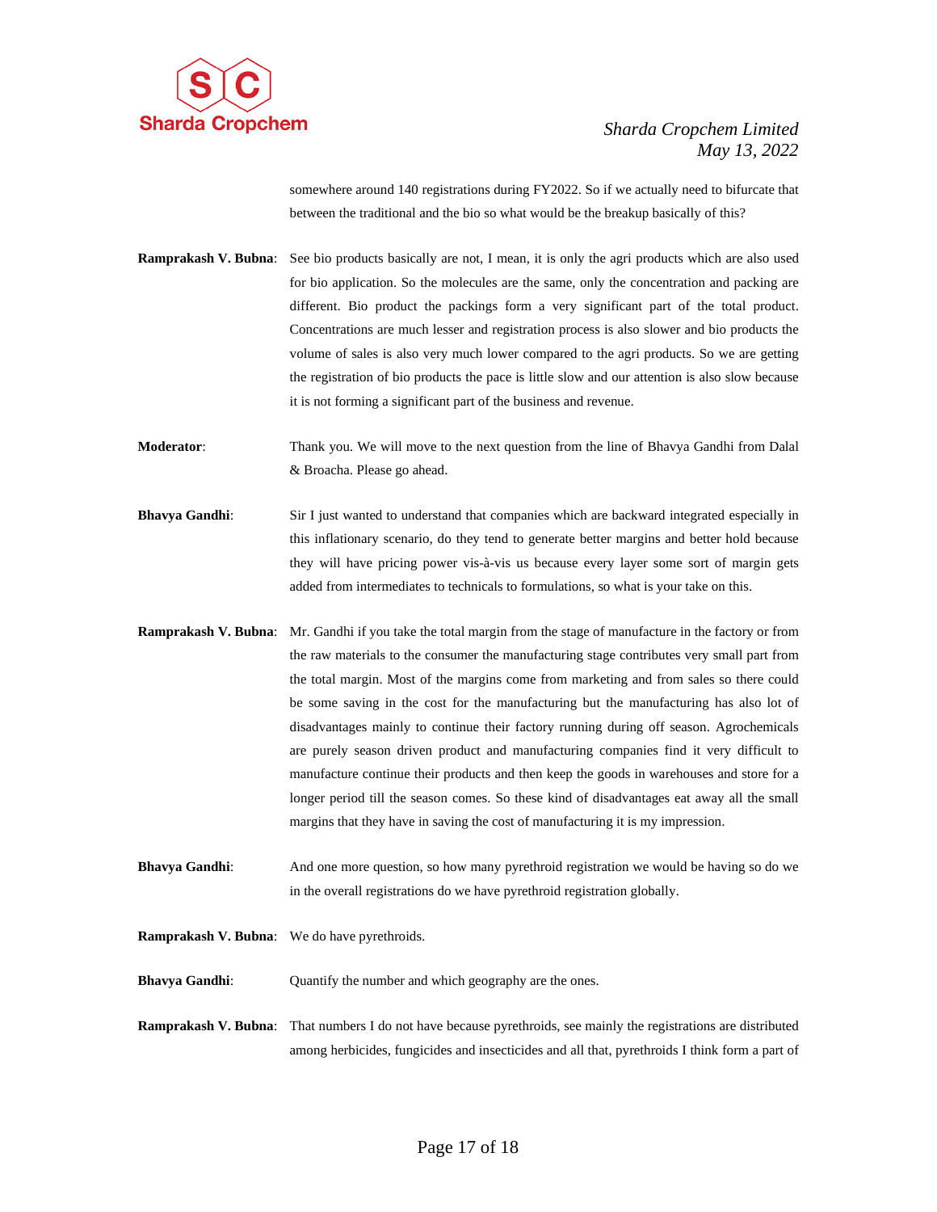somewhere around 140 registrations during FY2022. So if we actually need to bifurcate that between the traditional and the bio so what would be the breakup basically of this?

**Ramprakash V. Bubna**: See bio products basically are not, I mean, it is only the agri products which are also used for bio application. So the molecules are the same, only the concentration and packing are different. Bio product the packings form a very significant part of the total product. Concentrations are much lesser and registration process is also slower and bio products the volume of sales is also very much lower compared to the agri products. So we are getting the registration of bio products the pace is little slow and our attention is also slow because it is not forming a significant part of the business and revenue.

**Moderator**: Thank you. We will move to the next question from the line of Bhavya Gandhi from Dalal & Broacha. Please go ahead.

**Bhavya Gandhi**: Sir I just wanted to understand that companies which are backward integrated especially in this inflationary scenario, do they tend to generate better margins and better hold because they will have pricing power vis-à-vis us because every layer some sort of margin gets added from intermediates to technicals to formulations, so what is your take on this.

**Ramprakash V. Bubna**: Mr. Gandhi if you take the total margin from the stage of manufacture in the factory or from the raw materials to the consumer the manufacturing stage contributes very small part from the total margin. Most of the margins come from marketing and from sales so there could be some saving in the cost for the manufacturing but the manufacturing has also lot of disadvantages mainly to continue their factory running during off season. Agrochemicals are purely season driven product and manufacturing companies find it very difficult to manufacture continue their products and then keep the goods in warehouses and store for a longer period till the season comes. So these kind of disadvantages eat away all the small margins that they have in saving the cost of manufacturing it is my impression.

**Bhavya Gandhi**: And one more question, so how many pyrethroid registration we would be having so do we in the overall registrations do we have pyrethroid registration globally.

**Ramprakash V. Bubna**: We do have pyrethroids.

**Bhavya Gandhi**: Quantify the number and which geography are the ones.

**Ramprakash V. Bubna**: That numbers I do not have because pyrethroids, see mainly the registrations are distributed among herbicides, fungicides and insecticides and all that, pyrethroids I think form a part of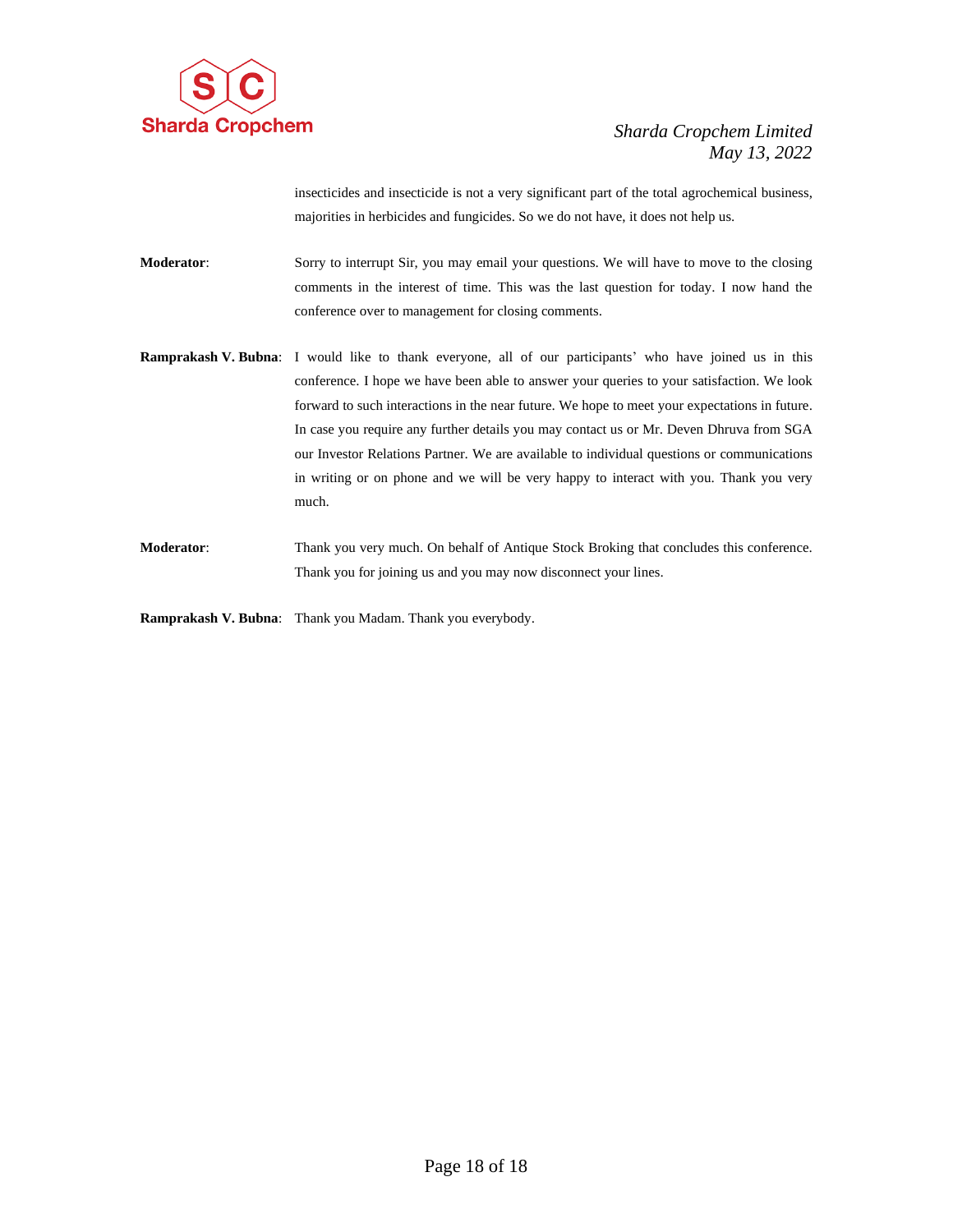insecticides and insecticide is not a very significant part of the total agrochemical business, majorities in herbicides and fungicides. So we do not have, it does not help us.

**Moderator**: Sorry to interrupt Sir, you may email your questions. We will have to move to the closing comments in the interest of time. This was the last question for today. I now hand the conference over to management for closing comments.

**Ramprakash V. Bubna**: I would like to thank everyone, all of our participants' who have joined us in this conference. I hope we have been able to answer your queries to your satisfaction. We look forward to such interactions in the near future. We hope to meet your expectations in future. In case you require any further details you may contact us or Mr. Deven Dhruva from SGA our Investor Relations Partner. We are available to individual questions or communications in writing or on phone and we will be very happy to interact with you. Thank you very much.

**Moderator**: Thank you very much. On behalf of Antique Stock Broking that concludes this conference. Thank you for joining us and you may now disconnect your lines.

**Ramprakash V. Bubna**: Thank you Madam. Thank you everybody.